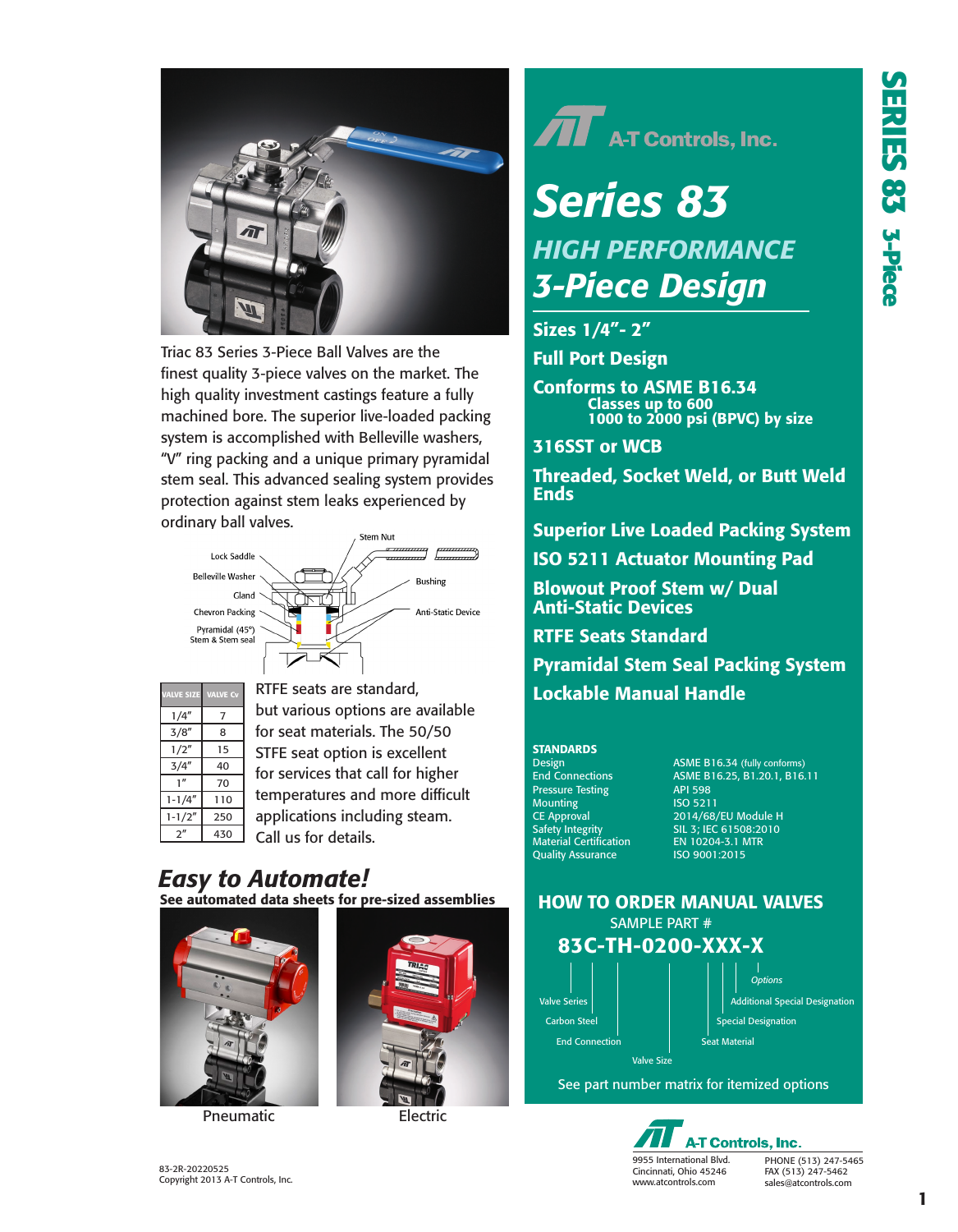# Series 83

## HIGH PERFORMANCE
## 3-Piece Design

A-T Controls, Inc.

Triac 83 Series 3-Piece Ball Valves are the finest quality 3-piece valves on the market. The high quality investment castings feature a fully machined bore. The superior live-loaded packing system is accomplished with Belleville washers, "V" ring packing and a unique primary pyramidal stem seal. This advanced sealing system provides protection against stem leaks experienced by ordinary ball valves.

Stem Nut
Lock Saddle
Belleville Washer
Bushing
Gland
Chevron Packing
Anti-Static Device
Pyramidal (45°) Stem & Stem seal

| VALVE SIZE | VALVE Cv |
|---|---|
| 1/4" | 7 |
| 3/8" | 8 |
| 1/2" | 15 |
| 3/4" | 40 |
| 1" | 70 |
| 1-1/4" | 110 |
| 1-1/2" | 250 |
| 2" | 430 |

RTFE seats are standard, but various options are available for seat materials. The 50/50 STFE seat option is excellent for services that call for higher temperatures and more difficult applications including steam. Call us for details.

## Easy to Automate!

**See automated data sheets for pre-sized assemblies**

Pneumatic

Electric

- **Sizes 1/4"- 2"**
- **Full Port Design**
- **Conforms to ASME B16.34**
  - **Classes up to 600**
  - **1000 to 2000 psi (BPVC) by size**
- **316SST or WCB**
- **Threaded, Socket Weld, or Butt Weld Ends**
- **Superior Live Loaded Packing System**
- **ISO 5211 Actuator Mounting Pad**
- **Blowout Proof Stem w/ Dual Anti-Static Devices**
- **RTFE Seats Standard**
- **Pyramidal Stem Seal Packing System**
- **Lockable Manual Handle**

**STANDARDS**

| | |
|---|---|
| Design | ASME B16.34 (fully conforms) |
| End Connections | ASME B16.25, B1.20.1, B16.11 |
| Pressure Testing | API 598 |
| Mounting | ISO 5211 |
| CE Approval | 2014/68/EU Module H |
| Safety Integrity | SIL 3; IEC 61508:2010 |
| Material Certification | EN 10204-3.1 MTR |
| Quality Assurance | ISO 9001:2015 |

## HOW TO ORDER MANUAL VALVES

SAMPLE PART #

**83C-TH-0200-XXX-X**

Valve Series — Carbon Steel — End Connection — Valve Size — Seat Material — Special Designation — Additional Special Designation — Options

See part number matrix for itemized options

A-T Controls, Inc.
9955 International Blvd.
Cincinnati, Ohio 45246
www.atcontrols.com
PHONE (513) 247-5465
FAX (513) 247-5462
sales@atcontrols.com

83-2R-20220525
Copyright 2013 A-T Controls, Inc.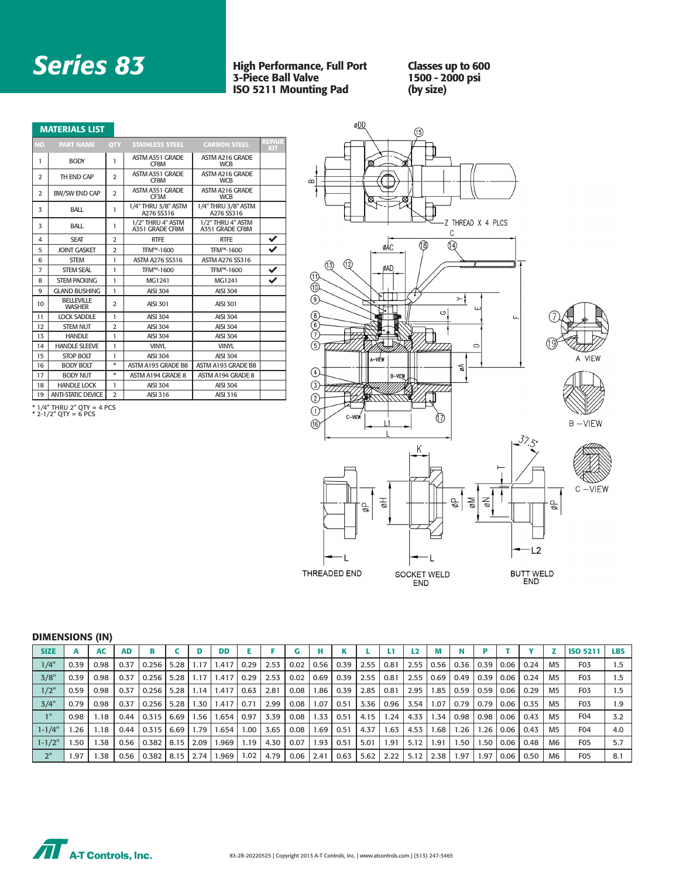# Series 83

**High Performance, Full Port**
**3-Piece Ball Valve**
**ISO 5211 Mounting Pad**

**Classes up to 600**
**1500 - 2000 psi**
**(by size)**

## MATERIALS LIST

| NO. | PART NAME | QTY | STAINLESS STEEL | CARBON STEEL | REPAIR KIT |
|---|---|---|---|---|---|
| 1 | BODY | 1 | ASTM A351 GRADE CF8M | ASTM A216 GRADE WCB | |
| 2 | TH END CAP | 2 | ASTM A351 GRADE CF8M | ASTM A216 GRADE WCB | |
| 2 | BW/SW END CAP | 2 | ASTM A351 GRADE CF3M | ASTM A216 GRADE WCB | |
| 3 | BALL | 1 | 1/4" THRU 3/8" ASTM A276 SS316 | 1/4" THRU 3/8" ASTM A276 SS316 | |
| 3 | BALL | 1 | 1/2" THRU 4" ASTM A351 GRADE CF8M | 1/2" THRU 4" ASTM A351 GRADE CF8M | |
| 4 | SEAT | 2 | RTFE | RTFE | ✔ |
| 5 | JOINT GASKET | 2 | TFM™-1600 | TFM™-1600 | ✔ |
| 6 | STEM | 1 | ASTM A276 SS316 | ASTM A276 SS316 | |
| 7 | STEM SEAL | 1 | TFM™-1600 | TFM™-1600 | ✔ |
| 8 | STEM PACKING | 1 | MG1241 | MG1241 | ✔ |
| 9 | GLAND BUSHING | 1 | AISI 304 | AISI 304 | |
| 10 | BELLEVILLE WASHER | 2 | AISI 301 | AISI 301 | |
| 11 | LOCK SADDLE | 1 | AISI 304 | AISI 304 | |
| 12 | STEM NUT | 2 | AISI 304 | AISI 304 | |
| 13 | HANDLE | 1 | AISI 304 | AISI 304 | |
| 14 | HANDLE SLEEVE | 1 | VINYL | VINYL | |
| 15 | STOP BOLT | 1 | AISI 304 | AISI 304 | |
| 16 | BODY BOLT | * | ASTM A193 GRADE B8 | ASTM A193 GRADE B8 | |
| 17 | BODY NUT | * | ASTM A194 GRADE 8 | ASTM A194 GRADE 8 | |
| 18 | HANDLE LOCK | 1 | AISI 304 | AISI 304 | |
| 19 | ANTI-STATIC DEVICE | 2 | AISI 316 | AISI 316 | |

* 1/4" THRU 2" QTY = 4 PCS
* 2-1/2" QTY = 6 PCS

## DIMENSIONS (IN)

| SIZE | A | AC | AD | B | C | D | DD | E | F | G | H | K | L | L1 | L2 | M | N | P | T | Y | Z | ISO 5211 | LBS |
|---|---|---|---|---|---|---|---|---|---|---|---|---|---|---|---|---|---|---|---|---|---|---|---|
| 1/4" | 0.39 | 0.98 | 0.37 | 0.256 | 5.28 | 1.17 | 1.417 | 0.29 | 2.53 | 0.02 | 0.56 | 0.39 | 2.55 | 0.81 | 2.55 | 0.56 | 0.36 | 0.39 | 0.06 | 0.24 | M5 | F03 | 1.5 |
| 3/8" | 0.39 | 0.98 | 0.37 | 0.256 | 5.28 | 1.17 | 1.417 | 0.29 | 2.53 | 0.02 | 0.69 | 0.39 | 2.55 | 0.81 | 2.55 | 0.69 | 0.49 | 0.39 | 0.06 | 0.24 | M5 | F03 | 1.5 |
| 1/2" | 0.59 | 0.98 | 0.37 | 0.256 | 5.28 | 1.14 | 1.417 | 0.63 | 2.81 | 0.08 | 1.86 | 0.39 | 2.85 | 0.81 | 2.95 | 1.85 | 0.59 | 0.59 | 0.06 | 0.29 | M5 | F03 | 1.5 |
| 3/4" | 0.79 | 0.98 | 0.37 | 0.256 | 5.28 | 1.30 | 1.417 | 0.71 | 2.99 | 0.08 | 1.07 | 0.51 | 3.36 | 0.96 | 3.54 | 1.07 | 0.79 | 0.79 | 0.06 | 0.35 | M5 | F03 | 1.9 |
| 1" | 0.98 | 1.18 | 0.44 | 0.315 | 6.69 | 1.56 | 1.654 | 0.97 | 3.39 | 0.08 | 1.33 | 0.51 | 4.15 | 1.24 | 4.33 | 1.34 | 0.98 | 0.98 | 0.06 | 0.43 | M5 | F04 | 3.2 |
| 1-1/4" | 1.26 | 1.18 | 0.44 | 0.315 | 6.69 | 1.79 | 1.654 | 1.00 | 3.65 | 0.08 | 1.69 | 0.51 | 4.37 | 1.63 | 4.53 | 1.68 | 1.26 | 1.26 | 0.06 | 0.43 | M5 | F04 | 4.0 |
| 1-1/2" | 1.50 | 1.38 | 0.56 | 0.382 | 8.15 | 2.09 | 1.969 | 1.19 | 4.30 | 0.07 | 1.93 | 0.51 | 5.01 | 1.91 | 5.12 | 1.91 | 1.50 | 1.50 | 0.06 | 0.48 | M6 | F05 | 5.7 |
| 2" | 1.97 | 1.38 | 0.56 | 0.382 | 8.15 | 2.74 | 1.969 | 1.02 | 4.79 | 0.06 | 2.41 | 0.63 | 5.62 | 2.22 | 5.12 | 2.38 | 1.97 | 1.97 | 0.06 | 0.50 | M6 | F05 | 8.1 |

A-T Controls, Inc.

83-2R-20220525 | Copyright 2013 A-T Controls, Inc. | www.atcontrols.com | (513) 247-5465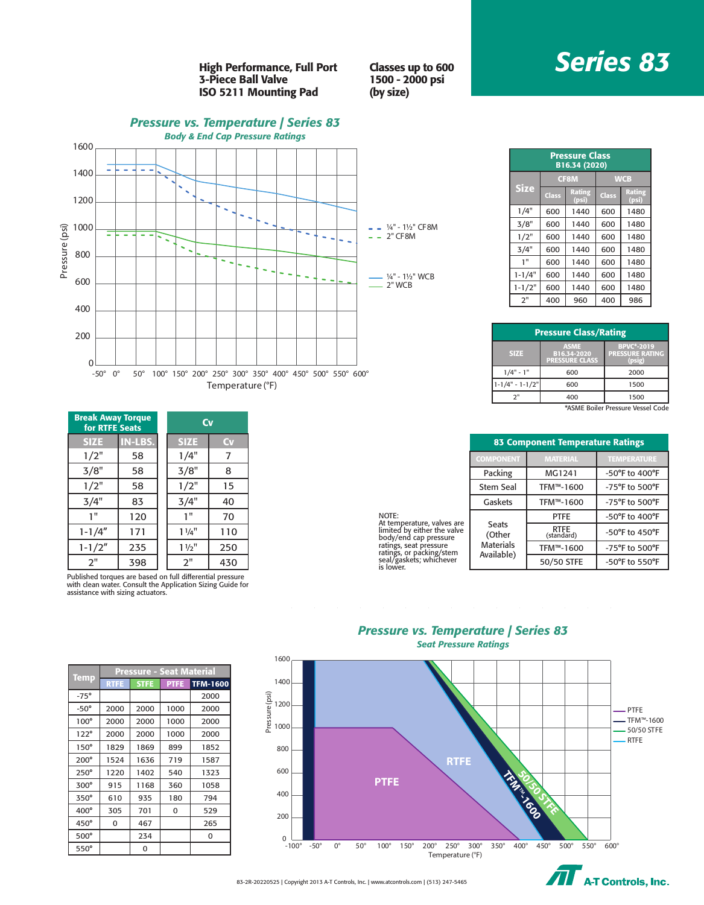# Series 83

**High Performance, Full Port 3-Piece Ball Valve ISO 5211 Mounting Pad**

**Classes up to 600 1500 - 2000 psi (by size)**

## Pressure vs. Temperature | Series 83

### Body & End Cap Pressure Ratings

Legend: ¼" - 1½" CF8M; 2" CF8M; ¼" - 1½" WCB; 2" WCB

Pressure (psi) vs. Temperature (°F)

| Pressure Class B16.34 (2020) | | | | |
|---|---|---|---|---|
| Size | CF8M | | WCB | |
| | Class | Rating (psi) | Class | Rating (psi) |
| 1/4" | 600 | 1440 | 600 | 1480 |
| 3/8" | 600 | 1440 | 600 | 1480 |
| 1/2" | 600 | 1440 | 600 | 1480 |
| 3/4" | 600 | 1440 | 600 | 1480 |
| 1" | 600 | 1440 | 600 | 1480 |
| 1-1/4" | 600 | 1440 | 600 | 1480 |
| 1-1/2" | 600 | 1440 | 600 | 1480 |
| 2" | 400 | 960 | 400 | 986 |

| Pressure Class/Rating | | |
|---|---|---|
| SIZE | ASME B16.34-2020 PRESSURE CLASS | BPVC*-2019 PRESSURE RATING (psig) |
| 1/4" - 1" | 600 | 2000 |
| 1-1/4" - 1-1/2" | 600 | 1500 |
| 2" | 400 | 1500 |

*ASME Boiler Pressure Vessel Code

| Break Away Torque for RTFE Seats | |
|---|---|
| SIZE | IN-LBS. |
| 1/2" | 58 |
| 3/8" | 58 |
| 1/2" | 58 |
| 3/4" | 83 |
| 1" | 120 |
| 1-1/4" | 171 |
| 1-1/2" | 235 |
| 2" | 398 |

Published torques are based on full differential pressure with clean water. Consult the Application Sizing Guide for assistance with sizing actuators.

| Cv | |
|---|---|
| SIZE | Cv |
| 1/4" | 7 |
| 3/8" | 8 |
| 1/2" | 15 |
| 3/4" | 40 |
| 1" | 70 |
| 1¼" | 110 |
| 1½" | 250 |
| 2" | 430 |

NOTE:
At temperature, valves are limited by either the valve body/end cap pressure ratings, seat pressure ratings, or packing/stem seal/gaskets; whichever is lower.

| 83 Component Temperature Ratings | | |
|---|---|---|
| COMPONENT | MATERIAL | TEMPERATURE |
| Packing | MG1241 | -50°F to 400°F |
| Stem Seal | TFM™-1600 | -75°F to 500°F |
| Gaskets | TFM™-1600 | -75°F to 500°F |
| Seats (Other Materials Available) | PTFE | -50°F to 400°F |
| | RTFE (standard) | -50°F to 450°F |
| | TFM™-1600 | -75°F to 500°F |
| | 50/50 STFE | -50°F to 550°F |

## Pressure vs. Temperature | Series 83

### Seat Pressure Ratings

Legend: PTFE; TFM™-1600; 50/50 STFE; RTFE

Pressure (psi) vs. Temperature (°F)

| Temp | Pressure - Seat Material | | | |
|---|---|---|---|---|
| | RTFE | STFE | PTFE | TFM-1600 |
| -75° | | | | 2000 |
| -50° | 2000 | 2000 | 1000 | 2000 |
| 100° | 2000 | 2000 | 1000 | 2000 |
| 122° | 2000 | 2000 | 1000 | 2000 |
| 150° | 1829 | 1869 | 899 | 1852 |
| 200° | 1524 | 1636 | 719 | 1587 |
| 250° | 1220 | 1402 | 540 | 1323 |
| 300° | 915 | 1168 | 360 | 1058 |
| 350° | 610 | 935 | 180 | 794 |
| 400° | 305 | 701 | 0 | 529 |
| 450° | 0 | 467 | | 265 |
| 500° | | 234 | | 0 |
| 550° | | 0 | | |

83-2R-20220525 | Copyright 2013 A-T Controls, Inc. | www.atcontrols.com | (513) 247-5465

A-T Controls, Inc.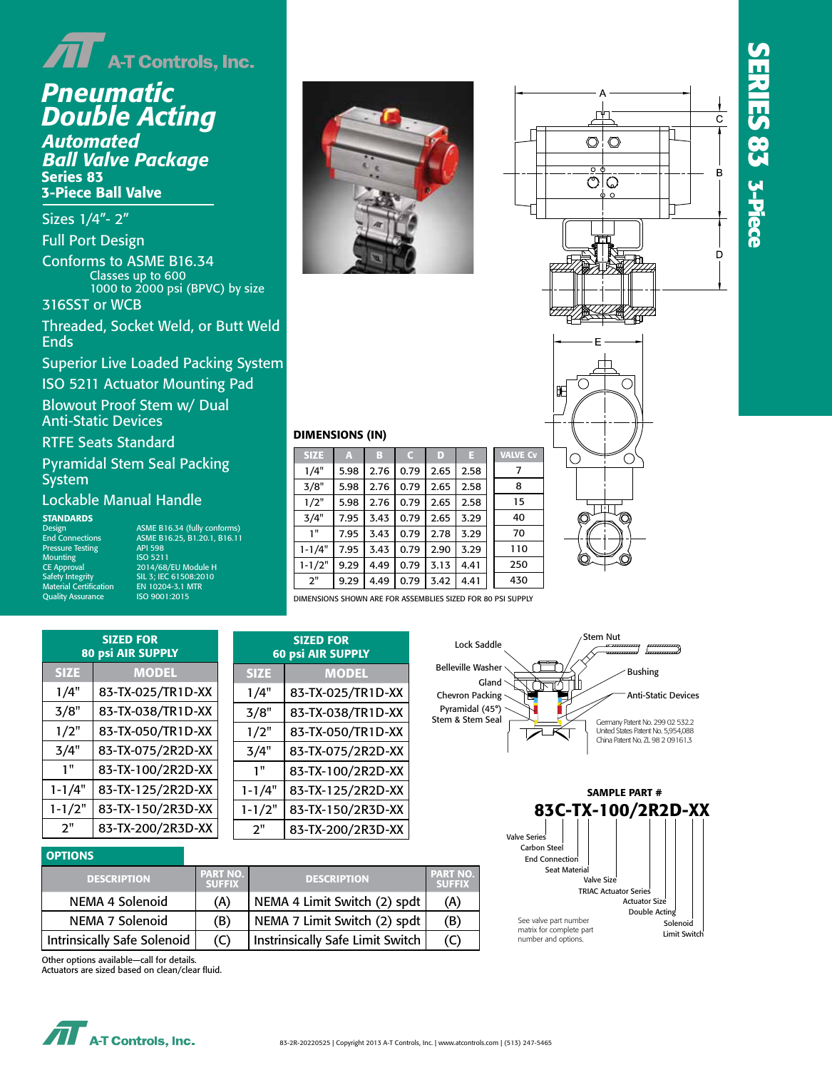A-T Controls, Inc.

# Pneumatic Double Acting

## Automated Ball Valve Package

### Series 83
### 3-Piece Ball Valve

SERIES 83 3-Piece

- Sizes 1/4"- 2"
- Full Port Design
- Conforms to ASME B16.34
  - Classes up to 600
  - 1000 to 2000 psi (BPVC) by size
- 316SST or WCB
- Threaded, Socket Weld, or Butt Weld Ends
- Superior Live Loaded Packing System
- ISO 5211 Actuator Mounting Pad
- Blowout Proof Stem w/ Dual Anti-Static Devices
- RTFE Seats Standard
- Pyramidal Stem Seal Packing System
- Lockable Manual Handle

**STANDARDS**

| | |
|---|---|
| Design | ASME B16.34 (fully conforms) |
| End Connections | ASME B16.25, B1.20.1, B16.11 |
| Pressure Testing | API 598 |
| Mounting | ISO 5211 |
| CE Approval | 2014/68/EU Module H |
| Safety Integrity | SIL 3; IEC 61508:2010 |
| Material Certification | EN 10204-3.1 MTR |
| Quality Assurance | ISO 9001:2015 |

**DIMENSIONS (IN)**

| SIZE | A | B | C | D | E | VALVE Cv |
|---|---|---|---|---|---|---|
| 1/4" | 5.98 | 2.76 | 0.79 | 2.65 | 2.58 | 7 |
| 3/8" | 5.98 | 2.76 | 0.79 | 2.65 | 2.58 | 8 |
| 1/2" | 5.98 | 2.76 | 0.79 | 2.65 | 2.58 | 15 |
| 3/4" | 7.95 | 3.43 | 0.79 | 2.65 | 3.29 | 40 |
| 1" | 7.95 | 3.43 | 0.79 | 2.78 | 3.29 | 70 |
| 1-1/4" | 7.95 | 3.43 | 0.79 | 2.90 | 3.29 | 110 |
| 1-1/2" | 9.29 | 4.49 | 0.79 | 3.13 | 4.41 | 250 |
| 2" | 9.29 | 4.49 | 0.79 | 3.42 | 4.41 | 430 |

DIMENSIONS SHOWN ARE FOR ASSEMBLIES SIZED FOR 80 PSI SUPPLY

**SIZED FOR 80 psi AIR SUPPLY**

| SIZE | MODEL |
|---|---|
| 1/4" | 83-TX-025/TR1D-XX |
| 3/8" | 83-TX-038/TR1D-XX |
| 1/2" | 83-TX-050/TR1D-XX |
| 3/4" | 83-TX-075/2R2D-XX |
| 1" | 83-TX-100/2R2D-XX |
| 1-1/4" | 83-TX-125/2R2D-XX |
| 1-1/2" | 83-TX-150/2R3D-XX |
| 2" | 83-TX-200/2R3D-XX |

**SIZED FOR 60 psi AIR SUPPLY**

| SIZE | MODEL |
|---|---|
| 1/4" | 83-TX-025/TR1D-XX |
| 3/8" | 83-TX-038/TR1D-XX |
| 1/2" | 83-TX-050/TR1D-XX |
| 3/4" | 83-TX-075/2R2D-XX |
| 1" | 83-TX-100/2R2D-XX |
| 1-1/4" | 83-TX-125/2R2D-XX |
| 1-1/2" | 83-TX-150/2R3D-XX |
| 2" | 83-TX-200/2R3D-XX |

Lock Saddle, Stem Nut, Belleville Washer, Bushing, Gland, Chevron Packing, Anti-Static Devices, Pyramidal (45°) Stem & Stem Seal

Germany Patent No. 299 02 532.2
United States Patent No. 5,954,088
China Patent No. ZL 98 2 09161.3

**OPTIONS**

| DESCRIPTION | PART NO. SUFFIX | DESCRIPTION | PART NO. SUFFIX |
|---|---|---|---|
| NEMA 4 Solenoid | (A) | NEMA 4 Limit Switch (2) spdt | (A) |
| NEMA 7 Solenoid | (B) | NEMA 7 Limit Switch (2) spdt | (B) |
| Intrinsically Safe Solenoid | (C) | Instrinsically Safe Limit Switch | (C) |

Other options available—call for details.
Actuators are sized based on clean/clear fluid.

**SAMPLE PART #**

**83C-TX-100/2R2D-XX**

- Valve Series
- Carbon Steel
- End Connection
- Seat Material
- Valve Size
- TRIAC Actuator Series
- Actuator Size
- Double Acting
- Solenoid
- Limit Switch

See valve part number matrix for complete part number and options.

A-T Controls, Inc.

83-2R-20220525 | Copyright 2013 A-T Controls, Inc. | www.atcontrols.com | (513) 247-5465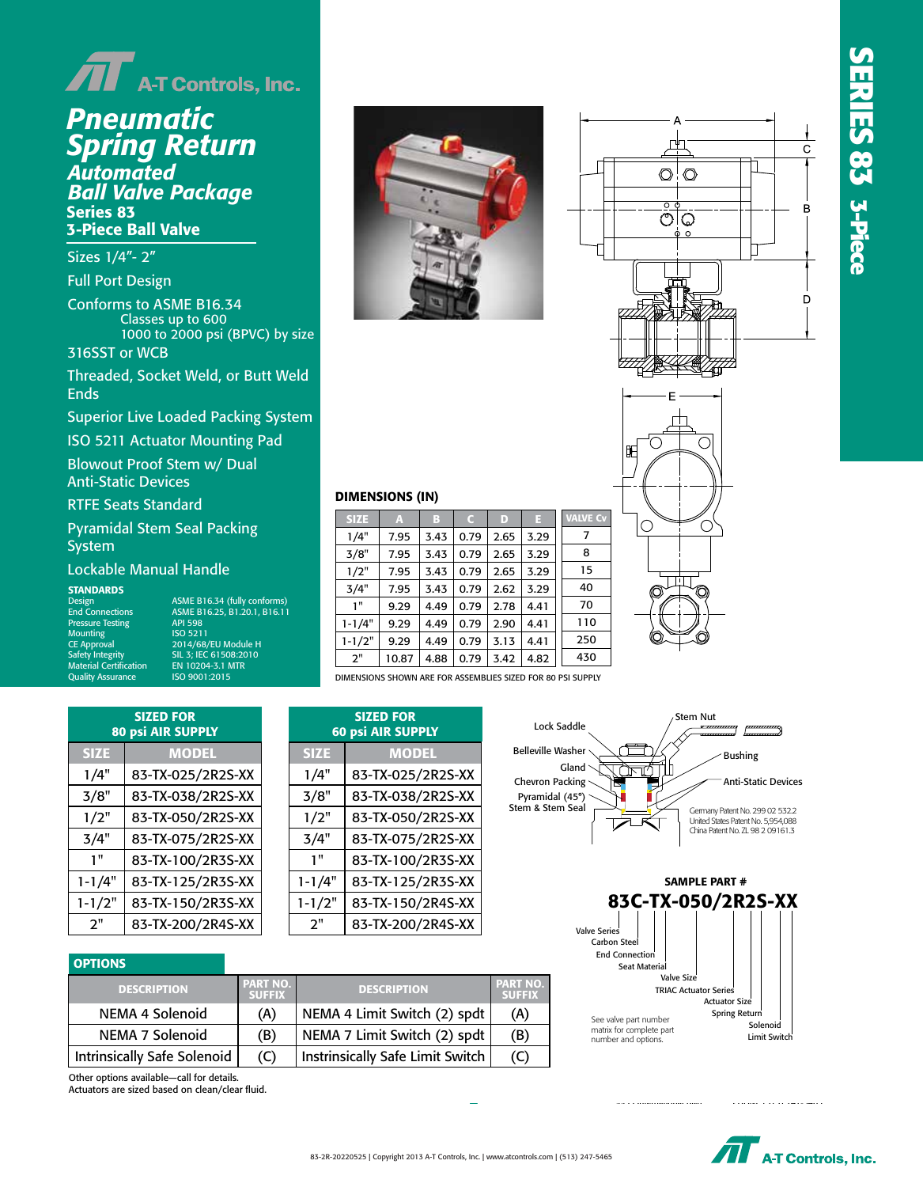# A-T Controls, Inc.

# *Pneumatic Spring Return Automated Ball Valve Package*

## Series 83

## 3-Piece Ball Valve

SERIES 83 3-Piece

- Sizes 1/4"- 2"
- Full Port Design
- Conforms to ASME B16.34
  - Classes up to 600
  - 1000 to 2000 psi (BPVC) by size
- 316SST or WCB
- Threaded, Socket Weld, or Butt Weld Ends
- Superior Live Loaded Packing System
- ISO 5211 Actuator Mounting Pad
- Blowout Proof Stem w/ Dual Anti-Static Devices
- RTFE Seats Standard
- Pyramidal Stem Seal Packing System
- Lockable Manual Handle

### STANDARDS

| | |
|---|---|
| Design | ASME B16.34 (fully conforms) |
| End Connections | ASME B16.25, B1.20.1, B16.11 |
| Pressure Testing | API 598 |
| Mounting | ISO 5211 |
| CE Approval | 2014/68/EU Module H |
| Safety Integrity | SIL 3; IEC 61508:2010 |
| Material Certification | EN 10204-3.1 MTR |
| Quality Assurance | ISO 9001:2015 |

### DIMENSIONS (IN)

| SIZE | A | B | C | D | E | VALVE Cv |
|---|---|---|---|---|---|---|
| 1/4" | 7.95 | 3.43 | 0.79 | 2.65 | 3.29 | 7 |
| 3/8" | 7.95 | 3.43 | 0.79 | 2.65 | 3.29 | 8 |
| 1/2" | 7.95 | 3.43 | 0.79 | 2.65 | 3.29 | 15 |
| 3/4" | 7.95 | 3.43 | 0.79 | 2.62 | 3.29 | 40 |
| 1" | 9.29 | 4.49 | 0.79 | 2.78 | 4.41 | 70 |
| 1-1/4" | 9.29 | 4.49 | 0.79 | 2.90 | 4.41 | 110 |
| 1-1/2" | 9.29 | 4.49 | 0.79 | 3.13 | 4.41 | 250 |
| 2" | 10.87 | 4.88 | 0.79 | 3.42 | 4.82 | 430 |

DIMENSIONS SHOWN ARE FOR ASSEMBLIES SIZED FOR 80 PSI SUPPLY

| SIZED FOR 80 psi AIR SUPPLY | |
|---|---|
| **SIZE** | **MODEL** |
| 1/4" | 83-TX-025/2R2S-XX |
| 3/8" | 83-TX-038/2R2S-XX |
| 1/2" | 83-TX-050/2R2S-XX |
| 3/4" | 83-TX-075/2R2S-XX |
| 1" | 83-TX-100/2R3S-XX |
| 1-1/4" | 83-TX-125/2R3S-XX |
| 1-1/2" | 83-TX-150/2R3S-XX |
| 2" | 83-TX-200/2R4S-XX |

| SIZED FOR 60 psi AIR SUPPLY | |
|---|---|
| **SIZE** | **MODEL** |
| 1/4" | 83-TX-025/2R2S-XX |
| 3/8" | 83-TX-038/2R2S-XX |
| 1/2" | 83-TX-050/2R2S-XX |
| 3/4" | 83-TX-075/2R2S-XX |
| 1" | 83-TX-100/2R3S-XX |
| 1-1/4" | 83-TX-125/2R3S-XX |
| 1-1/2" | 83-TX-150/2R4S-XX |
| 2" | 83-TX-200/2R4S-XX |

Lock Saddle, Belleville Washer, Gland, Chevron Packing, Pyramidal (45°) Stem & Stem Seal, Stem Nut, Bushing, Anti-Static Devices

Germany Patent No. 299 02 532.2
United States Patent No. 5,954,088
China Patent No. ZL 98 2 09161.3

### OPTIONS

| DESCRIPTION | PART NO. SUFFIX | DESCRIPTION | PART NO. SUFFIX |
|---|---|---|---|
| NEMA 4 Solenoid | (A) | NEMA 4 Limit Switch (2) spdt | (A) |
| NEMA 7 Solenoid | (B) | NEMA 7 Limit Switch (2) spdt | (B) |
| Intrinsically Safe Solenoid | (C) | Instrinsically Safe Limit Switch | (C) |

Other options available—call for details.
Actuators are sized based on clean/clear fluid.

### SAMPLE PART #

**83C-TX-050/2R2S-XX**

- Valve Series
- Carbon Steel
- End Connection
- Seat Material
- Valve Size
- TRIAC Actuator Series
- Actuator Size
- Spring Return
- Solenoid
- Limit Switch

See valve part number matrix for complete part number and options.

83-2R-20220525 | Copyright 2013 A-T Controls, Inc. | www.atcontrols.com | (513) 247-5465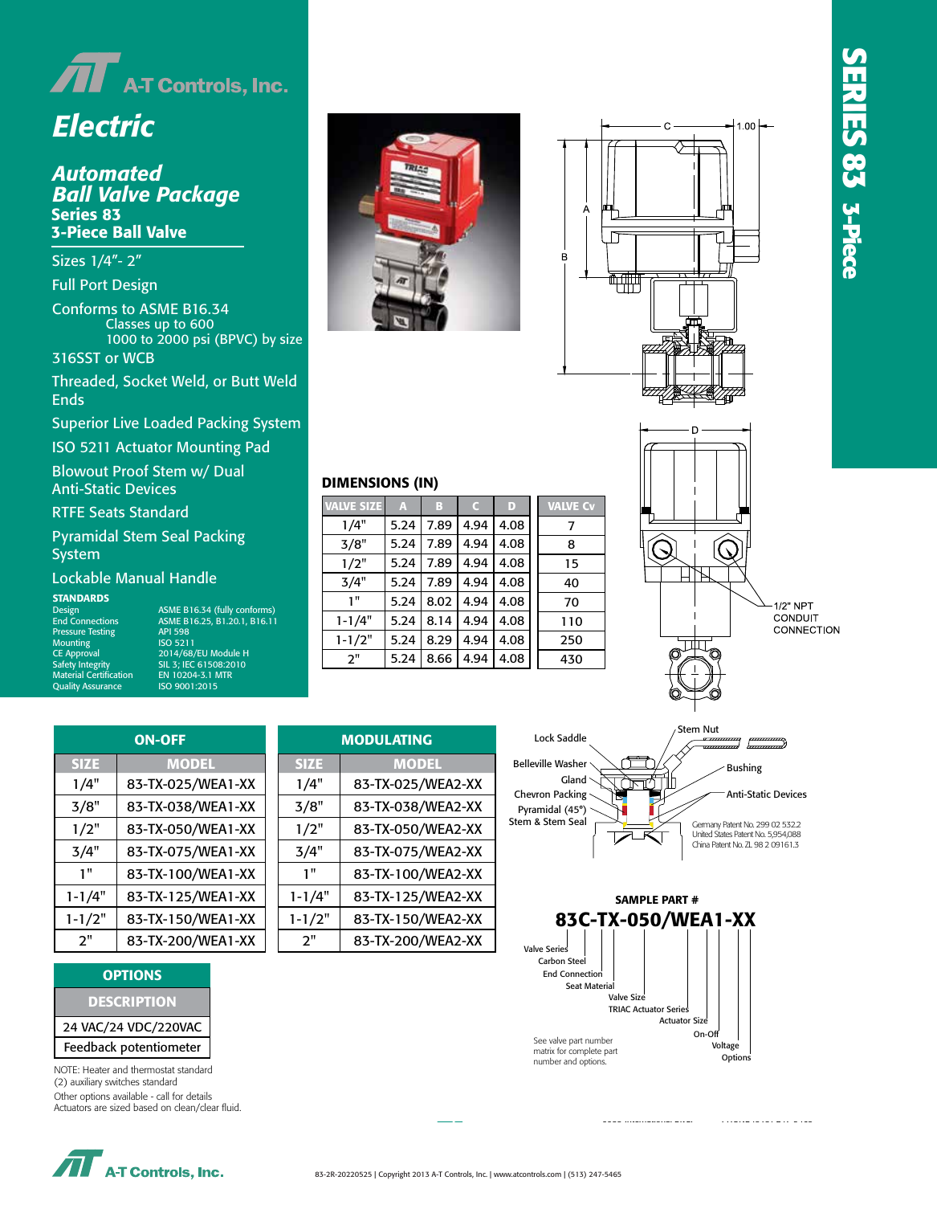# A-T Controls, Inc.

## Electric

### Automated Ball Valve Package

**Series 83**
**3-Piece Ball Valve**

SERIES 83 3-Piece

- Sizes 1/4"- 2"
- Full Port Design
- Conforms to ASME B16.34
  - Classes up to 600
  - 1000 to 2000 psi (BPVC) by size
- 316SST or WCB
- Threaded, Socket Weld, or Butt Weld Ends
- Superior Live Loaded Packing System
- ISO 5211 Actuator Mounting Pad
- Blowout Proof Stem w/ Dual Anti-Static Devices
- RTFE Seats Standard
- Pyramidal Stem Seal Packing System
- Lockable Manual Handle

**STANDARDS**

| | |
|---|---|
| Design | ASME B16.34 (fully conforms) |
| End Connections | ASME B16.25, B1.20.1, B16.11 |
| Pressure Testing | API 598 |
| Mounting | ISO 5211 |
| CE Approval | 2014/68/EU Module H |
| Safety Integrity | SIL 3; IEC 61508:2010 |
| Material Certification | EN 10204-3.1 MTR |
| Quality Assurance | ISO 9001:2015 |

C — 1.00 — A — B — D

1/2" NPT CONDUIT CONNECTION

## DIMENSIONS (IN)

| VALVE SIZE | A | B | C | D | VALVE Cv |
|---|---|---|---|---|---|
| 1/4" | 5.24 | 7.89 | 4.94 | 4.08 | 7 |
| 3/8" | 5.24 | 7.89 | 4.94 | 4.08 | 8 |
| 1/2" | 5.24 | 7.89 | 4.94 | 4.08 | 15 |
| 3/4" | 5.24 | 7.89 | 4.94 | 4.08 | 40 |
| 1" | 5.24 | 8.02 | 4.94 | 4.08 | 70 |
| 1-1/4" | 5.24 | 8.14 | 4.94 | 4.08 | 110 |
| 1-1/2" | 5.24 | 8.29 | 4.94 | 4.08 | 250 |
| 2" | 5.24 | 8.66 | 4.94 | 4.08 | 430 |

| ON-OFF | |
|---|---|
| **SIZE** | **MODEL** |
| 1/4" | 83-TX-025/WEA1-XX |
| 3/8" | 83-TX-038/WEA1-XX |
| 1/2" | 83-TX-050/WEA1-XX |
| 3/4" | 83-TX-075/WEA1-XX |
| 1" | 83-TX-100/WEA1-XX |
| 1-1/4" | 83-TX-125/WEA1-XX |
| 1-1/2" | 83-TX-150/WEA1-XX |
| 2" | 83-TX-200/WEA1-XX |

| MODULATING | |
|---|---|
| **SIZE** | **MODEL** |
| 1/4" | 83-TX-025/WEA2-XX |
| 3/8" | 83-TX-038/WEA2-XX |
| 1/2" | 83-TX-050/WEA2-XX |
| 3/4" | 83-TX-075/WEA2-XX |
| 1" | 83-TX-100/WEA2-XX |
| 1-1/4" | 83-TX-125/WEA2-XX |
| 1-1/2" | 83-TX-150/WEA2-XX |
| 2" | 83-TX-200/WEA2-XX |

| OPTIONS |
|---|
| **DESCRIPTION** |
| 24 VAC/24 VDC/220VAC |
| Feedback potentiometer |

NOTE: Heater and thermostat standard
(2) auxiliary switches standard

Other options available - call for details
Actuators are sized based on clean/clear fluid.

Lock Saddle — Stem Nut — Belleville Washer — Bushing — Gland — Chevron Packing — Anti-Static Devices — Pyramidal (45°) Stem & Stem Seal

Germany Patent No. 299 02 532.2
United States Patent No. 5,954,088
China Patent No. ZL 98 2 09161.3

**SAMPLE PART #**

**83C-TX-050/WEA1-XX**

- Valve Series
- Carbon Steel
- End Connection
- Seat Material
- Valve Size
- TRIAC Actuator Series
- Actuator Size
- On-Off
- Voltage
- Options

See valve part number matrix for complete part number and options.

A-T Controls, Inc.

83-2R-20220525 | Copyright 2013 A-T Controls, Inc. | www.atcontrols.com | (513) 247-5465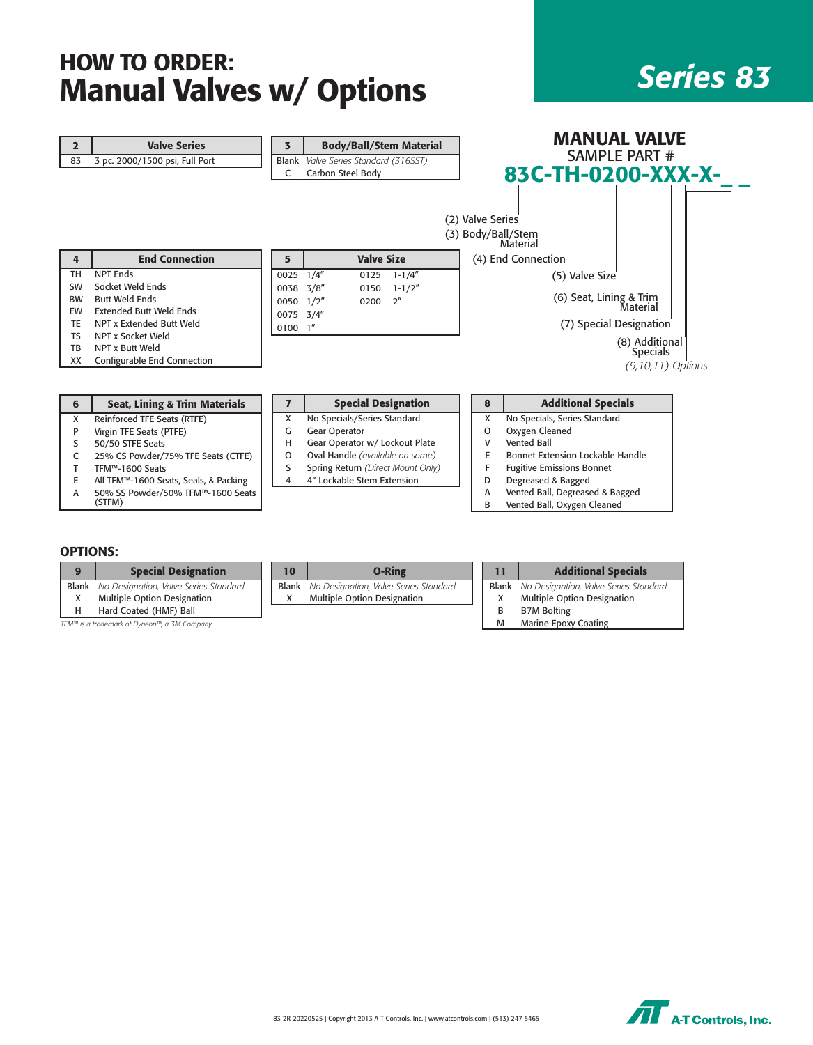# HOW TO ORDER:
# Manual Valves w/ Options

## Series 83

### MANUAL VALVE
SAMPLE PART #
**83C-TH-0200-XXX-X-_ _**

(2) Valve Series
(3) Body/Ball/Stem Material
(4) End Connection
(5) Valve Size
(6) Seat, Lining & Trim Material
(7) Special Designation
(8) Additional Specials
*(9,10,11) Options*

| 2 | Valve Series |
|---|---|
| 83 | 3 pc. 2000/1500 psi, Full Port |

| 3 | Body/Ball/Stem Material |
|---|---|
| Blank | *Valve Series Standard (316SST)* |
| C | Carbon Steel Body |

| 4 | End Connection |
|---|---|
| TH | NPT Ends |
| SW | Socket Weld Ends |
| BW | Butt Weld Ends |
| EW | Extended Butt Weld Ends |
| TE | NPT x Extended Butt Weld |
| TS | NPT x Socket Weld |
| TB | NPT x Butt Weld |
| XX | Configurable End Connection |

| 5 | Valve Size | | |
|---|---|---|---|
| 0025 | 1/4" | 0125 | 1-1/4" |
| 0038 | 3/8" | 0150 | 1-1/2" |
| 0050 | 1/2" | 0200 | 2" |
| 0075 | 3/4" | | |
| 0100 | 1" | | |

| 6 | Seat, Lining & Trim Materials |
|---|---|
| X | Reinforced TFE Seats (RTFE) |
| P | Virgin TFE Seats (PTFE) |
| S | 50/50 STFE Seats |
| C | 25% CS Powder/75% TFE Seats (CTFE) |
| T | TFM™-1600 Seats |
| E | All TFM™-1600 Seats, Seals, & Packing |
| A | 50% SS Powder/50% TFM™-1600 Seats (STFM) |

| 7 | Special Designation |
|---|---|
| X | No Specials/Series Standard |
| G | Gear Operator |
| H | Gear Operator w/ Lockout Plate |
| O | Oval Handle *(available on some)* |
| S | Spring Return *(Direct Mount Only)* |
| 4 | 4" Lockable Stem Extension |

| 8 | Additional Specials |
|---|---|
| X | No Specials, Series Standard |
| O | Oxygen Cleaned |
| V | Vented Ball |
| E | Bonnet Extension Lockable Handle |
| F | Fugitive Emissions Bonnet |
| D | Degreased & Bagged |
| A | Vented Ball, Degreased & Bagged |
| B | Vented Ball, Oxygen Cleaned |

### OPTIONS:

| 9 | Special Designation |
|---|---|
| Blank | *No Designation, Valve Series Standard* |
| X | Multiple Option Designation |
| H | Hard Coated (HMF) Ball |

*TFM™ is a trademark of Dyneon™, a 3M Company.*

| 10 | O-Ring |
|---|---|
| Blank | *No Designation, Valve Series Standard* |
| X | Multiple Option Designation |

| 11 | Additional Specials |
|---|---|
| Blank | *No Designation, Valve Series Standard* |
| X | Multiple Option Designation |
| B | B7M Bolting |
| M | Marine Epoxy Coating |

83-2R-20220525 | Copyright 2013 A-T Controls, Inc. | www.atcontrols.com | (513) 247-5465

A-T Controls, Inc.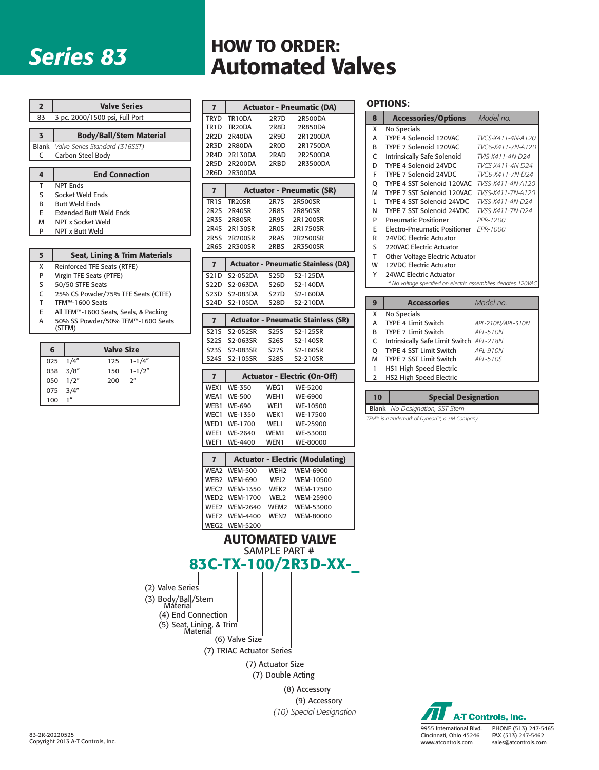# Series 83

# HOW TO ORDER: Automated Valves

| 2 | Valve Series |
|---|---|
| 83 | 3 pc. 2000/1500 psi, Full Port |

| 3 | Body/Ball/Stem Material |
|---|---|
| Blank | *Valve Series Standard (316SST)* |
| C | Carbon Steel Body |

| 4 | End Connection |
|---|---|
| T | NPT Ends |
| S | Socket Weld Ends |
| B | Butt Weld Ends |
| E | Extended Butt Weld Ends |
| M | NPT x Socket Weld |
| P | NPT x Butt Weld |

| 5 | Seat, Lining & Trim Materials |
|---|---|
| X | Reinforced TFE Seats (RTFE) |
| P | Virgin TFE Seats (PTFE) |
| S | 50/50 STFE Seats |
| C | 25% CS Powder/75% TFE Seats (CTFE) |
| T | TFM™-1600 Seats |
| E | All TFM™-1600 Seats, Seals, & Packing |
| A | 50% SS Powder/50% TFM™-1600 Seats (STFM) |

| 6 | Valve Size | | |
|---|---|---|---|
| 025 | 1/4" | 125 | 1-1/4" |
| 038 | 3/8" | 150 | 1-1/2" |
| 050 | 1/2" | 200 | 2" |
| 075 | 3/4" | | |
| 100 | 1" | | |

| 7 | Actuator - Pneumatic (DA) | | |
|---|---|---|---|
| TRYD | TR10DA | 2R7D | 2R500DA |
| TR1D | TR20DA | 2R8D | 2R850DA |
| 2R2D | 2R40DA | 2R9D | 2R1200DA |
| 2R3D | 2R80DA | 2R0D | 2R1750DA |
| 2R4D | 2R130DA | 2RAD | 2R2500DA |
| 2R5D | 2R200DA | 2RBD | 2R3500DA |
| 2R6D | 2R300DA | | |

| 7 | Actuator - Pneumatic (SR) | | |
|---|---|---|---|
| TR1S | TR20SR | 2R7S | 2R500SR |
| 2R2S | 2R40SR | 2R8S | 2R850SR |
| 2R3S | 2R80SR | 2R9S | 2R1200SR |
| 2R4S | 2R130SR | 2R0S | 2R1750SR |
| 2R5S | 2R200SR | 2RAS | 2R2500SR |
| 2R6S | 2R300SR | 2RBS | 2R3500SR |

| 7 | Actuator - Pneumatic Stainless (DA) | | |
|---|---|---|---|
| S21D | S2-052DA | S25D | S2-125DA |
| S22D | S2-063DA | S26D | S2-140DA |
| S23D | S2-083DA | S27D | S2-160DA |
| S24D | S2-105DA | S28D | S2-210DA |

| 7 | Actuator - Pneumatic Stainless (SR) | | |
|---|---|---|---|
| S21S | S2-052SR | S25S | S2-125SR |
| S22S | S2-063SR | S26S | S2-140SR |
| S23S | S2-083SR | S27S | S2-160SR |
| S24S | S2-105SR | S28S | S2-210SR |

| 7 | Actuator - Electric (On-Off) | | |
|---|---|---|---|
| WEX1 | WE-350 | WEG1 | WE-5200 |
| WEA1 | WE-500 | WEH1 | WE-6900 |
| WEB1 | WE-690 | WEJ1 | WE-10500 |
| WEC1 | WE-1350 | WEK1 | WE-17500 |
| WED1 | WE-1700 | WEL1 | WE-25900 |
| WEE1 | WE-2640 | WEM1 | WE-53000 |
| WEF1 | WE-4400 | WEN1 | WE-80000 |

| 7 | Actuator - Electric (Modulating) | | |
|---|---|---|---|
| WEA2 | WEM-500 | WEH2 | WEM-6900 |
| WEB2 | WEM-690 | WEJ2 | WEM-10500 |
| WEC2 | WEM-1350 | WEK2 | WEM-17500 |
| WED2 | WEM-1700 | WEL2 | WEM-25900 |
| WEE2 | WEM-2640 | WEM2 | WEM-53000 |
| WEF2 | WEM-4400 | WEN2 | WEM-80000 |
| WEG2 | WEM-5200 | | |

## OPTIONS:

| 8 | Accessories/Options | *Model no.* |
|---|---|---|
| X | No Specials | |
| A | TYPE 4 Solenoid 120VAC | *TVCS-X411-4N-A120* |
| B | TYPE 7 Solenoid 120VAC | *TVC6-X411-7N-A120* |
| C | Intrinsically Safe Solenoid | *TVIS-X411-4N-D24* |
| D | TYPE 4 Solenoid 24VDC | *TVCS-X411-4N-D24* |
| F | TYPE 7 Solenoid 24VDC | *TVC6-X411-7N-D24* |
| Q | TYPE 4 SST Solenoid 120VAC | *TVSS-X411-4N-A120* |
| M | TYPE 7 SST Solenoid 120VAC | *TVSS-X411-7N-A120* |
| L | TYPE 4 SST Solenoid 24VDC | *TVSS-X411-4N-D24* |
| N | TYPE 7 SST Solenoid 24VDC | *TVSS-X411-7N-D24* |
| P | Pneumatic Positioner | *PPR-1200* |
| E | Electro-Pneumatic Positioner | *EPR-1000* |
| R | 24VDC Electric Actuator | |
| S | 220VAC Electric Actuator | |
| T | Other Voltage Electric Actuator | |
| W | 12VDC Electric Actuator | |
| Y | 24VAC Electric Actuator | |

*\* No voltage specified on electric assemblies denotes 120VAC*

| 9 | Accessories | *Model no.* |
|---|---|---|
| X | No Specials | |
| A | TYPE 4 Limit Switch | *APL-210N/APL-310N* |
| B | TYPE 7 Limit Switch | *APL-510N* |
| C | Intrinsically Safe Limit Switch | *APL-218N* |
| Q | TYPE 4 SST Limit Switch | *APL-910N* |
| M | TYPE 7 SST Limit Switch | *APL-510S* |
| 1 | HS1 High Speed Electric | |
| 2 | HS2 High Speed Electric | |

| 10 | Special Designation |
|---|---|
| Blank | *No Designation, SST Stem* |

*TFM™ is a trademark of Dyneon™, a 3M Company.*

## AUTOMATED VALVE

SAMPLE PART #

**83C-TX-100/2R3D-XX-_**

- (2) Valve Series
- (3) Body/Ball/Stem Material
- (4) End Connection
- (5) Seat, Lining, & Trim Material
- (6) Valve Size
- (7) TRIAC Actuator Series
- (7) Actuator Size
- (7) Double Acting
- (8) Accessory
- (9) Accessory
- *(10) Special Designation*

83-2R-20220525
Copyright 2013 A-T Controls, Inc.

**A-T Controls, Inc.**
9955 International Blvd.
Cincinnati, Ohio 45246
www.atcontrols.com
PHONE (513) 247-5465
FAX (513) 247-5462
sales@atcontrols.com